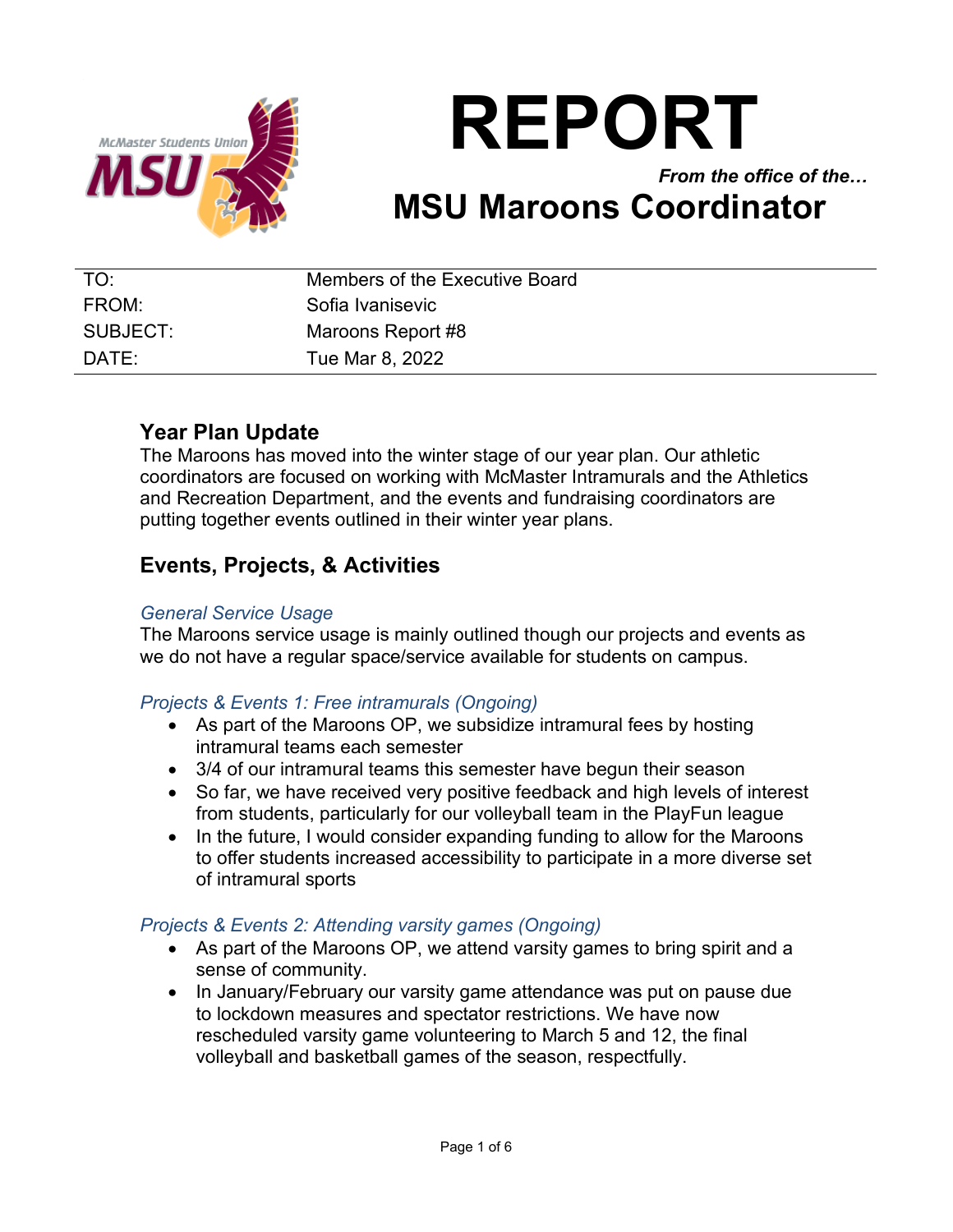# REPORT

***From the office of the…***

# MSU Maroons Coordinator

| TO: | Members of the Executive Board |
|---|---|
| FROM: | Sofia Ivanisevic |
| SUBJECT: | Maroons Report #8 |
| DATE: | Tue Mar 8, 2022 |

## Year Plan Update

The Maroons has moved into the winter stage of our year plan. Our athletic coordinators are focused on working with McMaster Intramurals and the Athletics and Recreation Department, and the events and fundraising coordinators are putting together events outlined in their winter year plans.

## Events, Projects, & Activities

### *General Service Usage*

The Maroons service usage is mainly outlined though our projects and events as we do not have a regular space/service available for students on campus.

### *Projects & Events 1: Free intramurals (Ongoing)*

- As part of the Maroons OP, we subsidize intramural fees by hosting intramural teams each semester
- 3/4 of our intramural teams this semester have begun their season
- So far, we have received very positive feedback and high levels of interest from students, particularly for our volleyball team in the PlayFun league
- In the future, I would consider expanding funding to allow for the Maroons to offer students increased accessibility to participate in a more diverse set of intramural sports

### *Projects & Events 2: Attending varsity games (Ongoing)*

- As part of the Maroons OP, we attend varsity games to bring spirit and a sense of community.
- In January/February our varsity game attendance was put on pause due to lockdown measures and spectator restrictions. We have now rescheduled varsity game volunteering to March 5 and 12, the final volleyball and basketball games of the season, respectfully.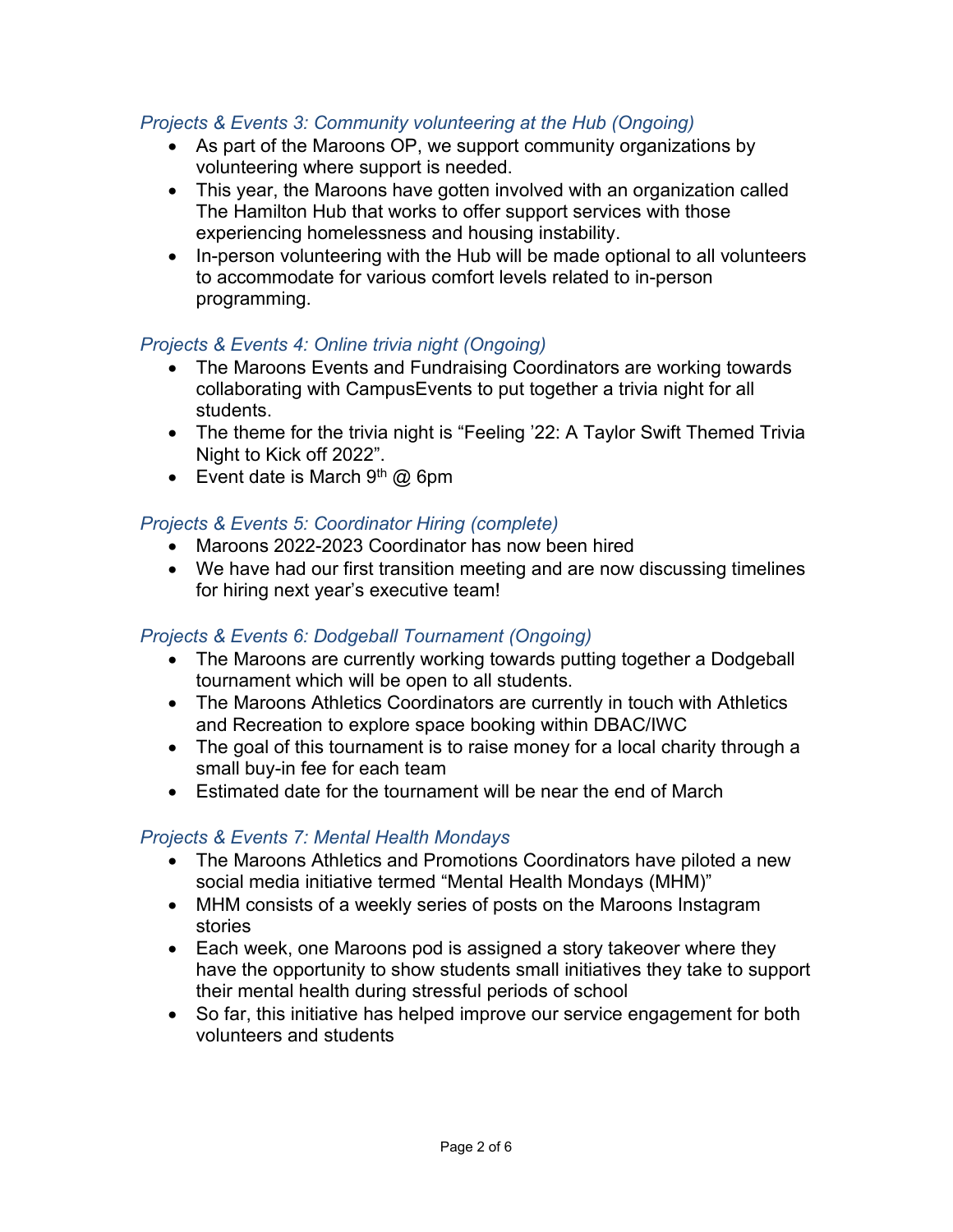### *Projects & Events 3: Community volunteering at the Hub (Ongoing)*

- As part of the Maroons OP, we support community organizations by volunteering where support is needed.
- This year, the Maroons have gotten involved with an organization called The Hamilton Hub that works to offer support services with those experiencing homelessness and housing instability.
- In-person volunteering with the Hub will be made optional to all volunteers to accommodate for various comfort levels related to in-person programming.

### *Projects & Events 4: Online trivia night (Ongoing)*

- The Maroons Events and Fundraising Coordinators are working towards collaborating with CampusEvents to put together a trivia night for all students.
- The theme for the trivia night is “Feeling ’22: A Taylor Swift Themed Trivia Night to Kick off 2022”.
- Event date is March 9th @ 6pm

### *Projects & Events 5: Coordinator Hiring (complete)*

- Maroons 2022-2023 Coordinator has now been hired
- We have had our first transition meeting and are now discussing timelines for hiring next year’s executive team!

### *Projects & Events 6: Dodgeball Tournament (Ongoing)*

- The Maroons are currently working towards putting together a Dodgeball tournament which will be open to all students.
- The Maroons Athletics Coordinators are currently in touch with Athletics and Recreation to explore space booking within DBAC/IWC
- The goal of this tournament is to raise money for a local charity through a small buy-in fee for each team
- Estimated date for the tournament will be near the end of March

### *Projects & Events 7: Mental Health Mondays*

- The Maroons Athletics and Promotions Coordinators have piloted a new social media initiative termed “Mental Health Mondays (MHM)”
- MHM consists of a weekly series of posts on the Maroons Instagram stories
- Each week, one Maroons pod is assigned a story takeover where they have the opportunity to show students small initiatives they take to support their mental health during stressful periods of school
- So far, this initiative has helped improve our service engagement for both volunteers and students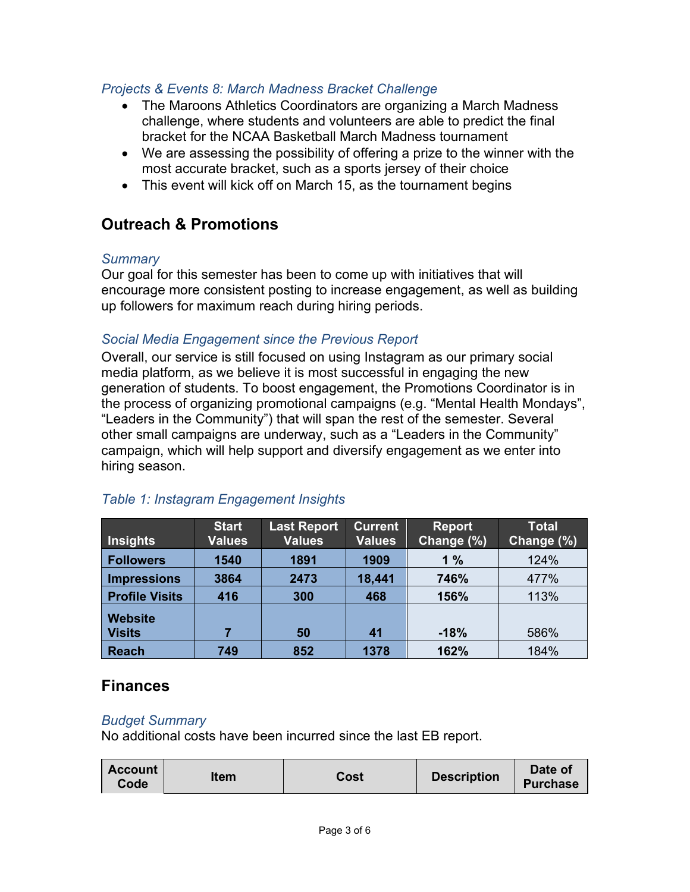### *Projects & Events 8: March Madness Bracket Challenge*

- The Maroons Athletics Coordinators are organizing a March Madness challenge, where students and volunteers are able to predict the final bracket for the NCAA Basketball March Madness tournament
- We are assessing the possibility of offering a prize to the winner with the most accurate bracket, such as a sports jersey of their choice
- This event will kick off on March 15, as the tournament begins

## Outreach & Promotions

### *Summary*

Our goal for this semester has been to come up with initiatives that will encourage more consistent posting to increase engagement, as well as building up followers for maximum reach during hiring periods.

### *Social Media Engagement since the Previous Report*

Overall, our service is still focused on using Instagram as our primary social media platform, as we believe it is most successful in engaging the new generation of students. To boost engagement, the Promotions Coordinator is in the process of organizing promotional campaigns (e.g. "Mental Health Mondays", "Leaders in the Community") that will span the rest of the semester. Several other small campaigns are underway, such as a "Leaders in the Community" campaign, which will help support and diversify engagement as we enter into hiring season.

*Table 1: Instagram Engagement Insights*

| Insights | Start Values | Last Report Values | Current Values | Report Change (%) | Total Change (%) |
|---|---|---|---|---|---|
| **Followers** | **1540** | **1891** | **1909** | **1 %** | 124% |
| **Impressions** | **3864** | **2473** | **18,441** | **746%** | 477% |
| **Profile Visits** | **416** | **300** | **468** | **156%** | 113% |
| **Website Visits** | **7** | **50** | **41** | **-18%** | 586% |
| **Reach** | **749** | **852** | **1378** | **162%** | 184% |

## Finances

### *Budget Summary*

No additional costs have been incurred since the last EB report.

| Account Code | Item | Cost | Description | Date of Purchase |
|---|---|---|---|---|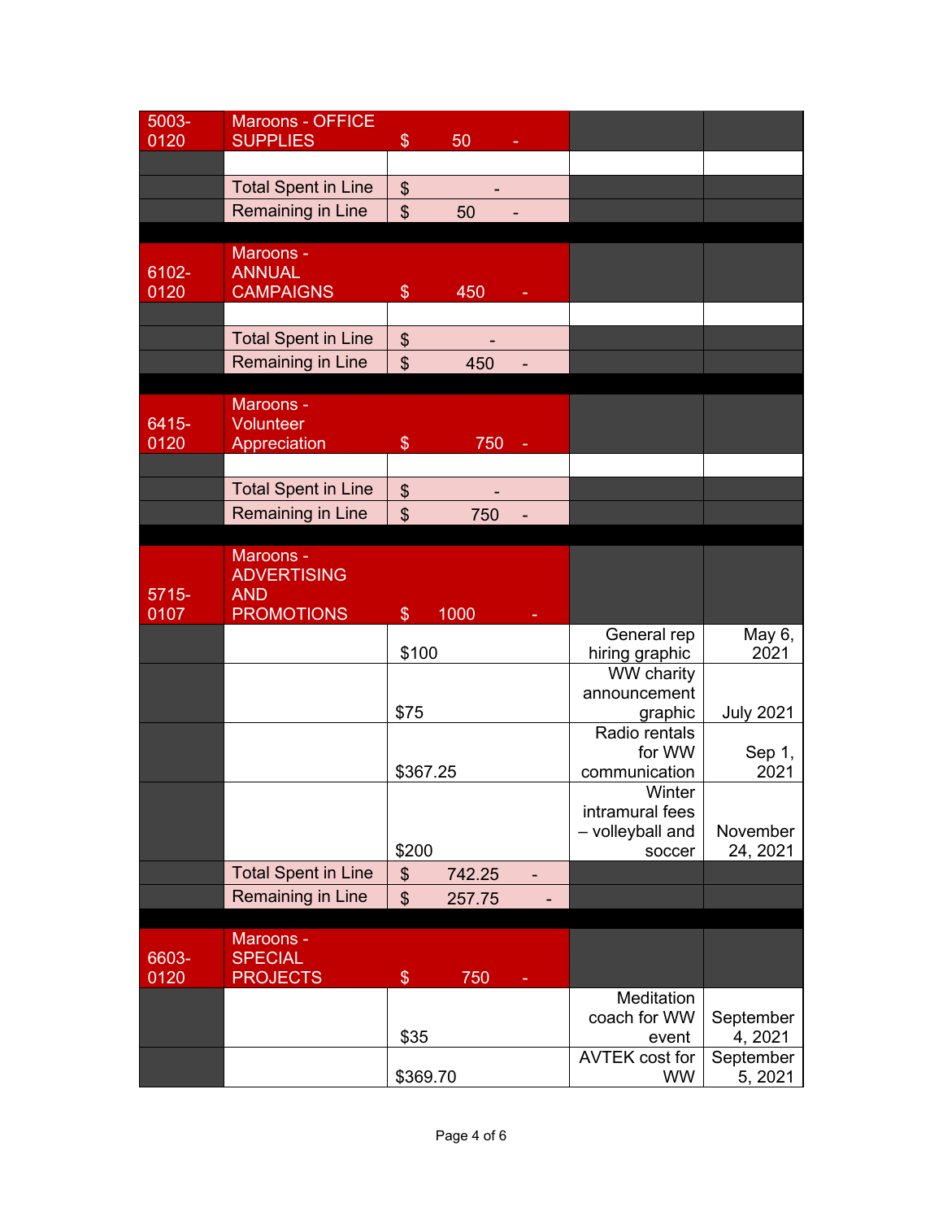| | | | | |
|---|---|---|---|---|
| 5003-0120 | Maroons - OFFICE SUPPLIES | $ 50 - | | |
| | | | | |
| | Total Spent in Line | $ - | | |
| | Remaining in Line | $ 50 - | | |
| | | | | |
| 6102-0120 | Maroons - ANNUAL CAMPAIGNS | $ 450 - | | |
| | | | | |
| | Total Spent in Line | $ - | | |
| | Remaining in Line | $ 450 - | | |
| | | | | |
| 6415-0120 | Maroons - Volunteer Appreciation | $ 750 - | | |
| | | | | |
| | Total Spent in Line | $ - | | |
| | Remaining in Line | $ 750 - | | |
| | | | | |
| 5715-0107 | Maroons - ADVERTISING AND PROMOTIONS | $ 1000 - | | |
| | | $100 | General rep hiring graphic | May 6, 2021 |
| | | $75 | WW charity announcement graphic | July 2021 |
| | | $367.25 | Radio rentals for WW communication | Sep 1, 2021 |
| | | $200 | Winter intramural fees – volleyball and soccer | November 24, 2021 |
| | Total Spent in Line | $ 742.25 - | | |
| | Remaining in Line | $ 257.75 - | | |
| | | | | |
| 6603-0120 | Maroons - SPECIAL PROJECTS | $ 750 - | | |
| | | $35 | Meditation coach for WW event | September 4, 2021 |
| | | $369.70 | AVTEK cost for WW | September 5, 2021 |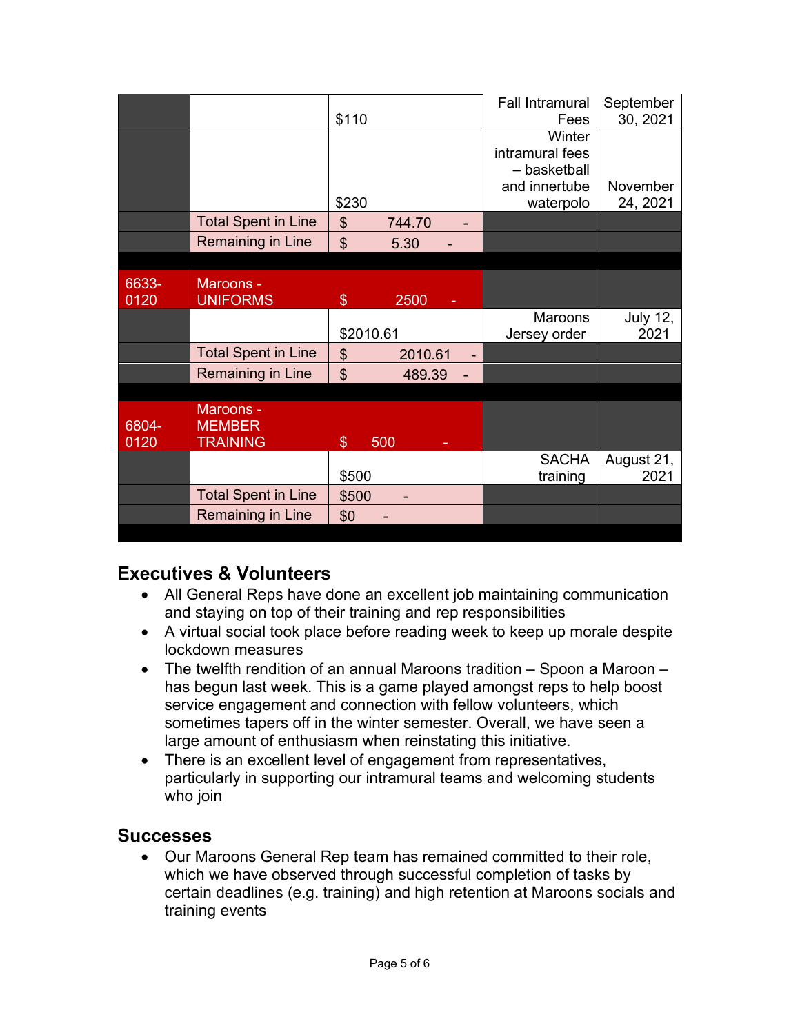| | | | | |
|---|---|---|---|---|
| | | $110 | Fall Intramural Fees | September 30, 2021 |
| | | $230 | Winter intramural fees – basketball and innertube waterpolo | November 24, 2021 |
| | Total Spent in Line | $ 744.70 - | | |
| | Remaining in Line | $ 5.30 - | | |
| | | | | |
| 6633-0120 | Maroons - UNIFORMS | $ 2500 - | | |
| | | $2010.61 | Maroons Jersey order | July 12, 2021 |
| | Total Spent in Line | $ 2010.61 - | | |
| | Remaining in Line | $ 489.39 - | | |
| | | | | |
| 6804-0120 | Maroons - MEMBER TRAINING | $ 500 - | | |
| | | $500 | SACHA training | August 21, 2021 |
| | Total Spent in Line | $500 - | | |
| | Remaining in Line | $0 - | | |

## Executives & Volunteers

- All General Reps have done an excellent job maintaining communication and staying on top of their training and rep responsibilities
- A virtual social took place before reading week to keep up morale despite lockdown measures
- The twelfth rendition of an annual Maroons tradition – Spoon a Maroon – has begun last week. This is a game played amongst reps to help boost service engagement and connection with fellow volunteers, which sometimes tapers off in the winter semester. Overall, we have seen a large amount of enthusiasm when reinstating this initiative.
- There is an excellent level of engagement from representatives, particularly in supporting our intramural teams and welcoming students who join

## Successes

- Our Maroons General Rep team has remained committed to their role, which we have observed through successful completion of tasks by certain deadlines (e.g. training) and high retention at Maroons socials and training events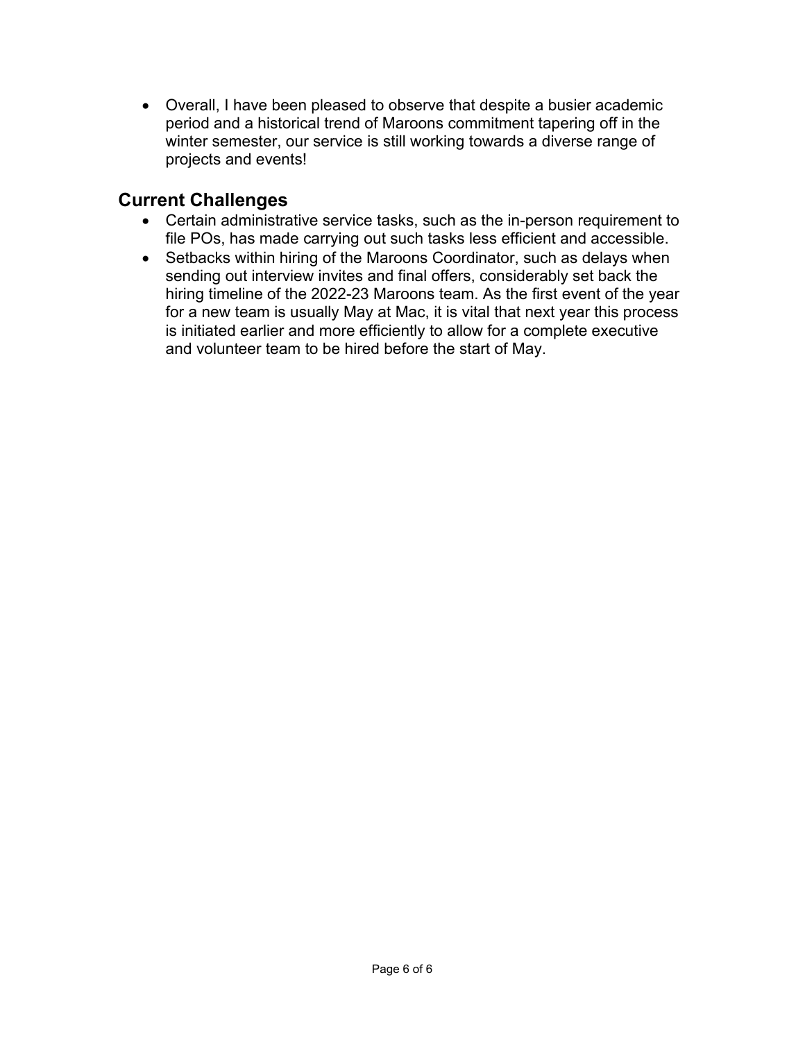- Overall, I have been pleased to observe that despite a busier academic period and a historical trend of Maroons commitment tapering off in the winter semester, our service is still working towards a diverse range of projects and events!

## Current Challenges

- Certain administrative service tasks, such as the in-person requirement to file POs, has made carrying out such tasks less efficient and accessible.
- Setbacks within hiring of the Maroons Coordinator, such as delays when sending out interview invites and final offers, considerably set back the hiring timeline of the 2022-23 Maroons team. As the first event of the year for a new team is usually May at Mac, it is vital that next year this process is initiated earlier and more efficiently to allow for a complete executive and volunteer team to be hired before the start of May.